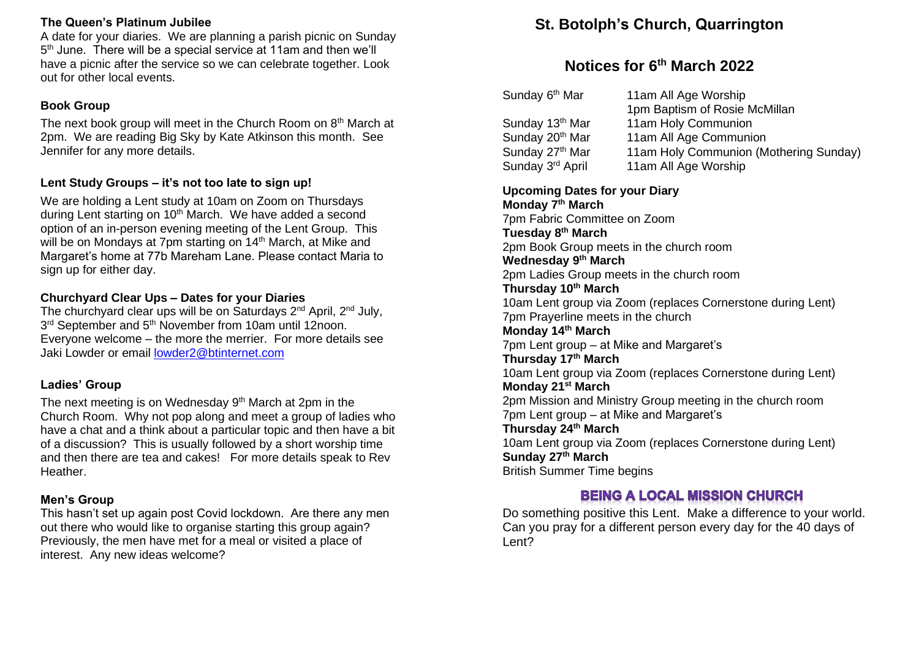### The Queen's Platinum Jubilee

A date for your diaries. We are planning a parish picnic on Sunday 5th June. There will be a special service at 11am and then we'll have a picnic after the service so we can celebrate together. Look out for other local events.

### Book Group

The next book group will meet in the Church Room on 8th March at 2pm. We are reading Big Sky by Kate Atkinson this month. See Jennifer for any more details.

### Lent Study Groups – it's not too late to sign up!

We are holding a Lent study at 10am on Zoom on Thursdays during Lent starting on 10th March. We have added a second option of an in-person evening meeting of the Lent Group. This will be on Mondays at 7pm starting on 14th March, at Mike and Margaret's home at 77b Mareham Lane. Please contact Maria to sign up for either day.

### Churchyard Clear Ups – Dates for your Diaries

The churchyard clear ups will be on Saturdays 2nd April, 2nd July, 3rd September and 5th November from 10am until 12noon. Everyone welcome – the more the merrier. For more details see Jaki Lowder or email lowder2@btinternet.com

### Ladies' Group

The next meeting is on Wednesday 9th March at 2pm in the Church Room. Why not pop along and meet a group of ladies who have a chat and a think about a particular topic and then have a bit of a discussion? This is usually followed by a short worship time and then there are tea and cakes! For more details speak to Rev Heather.

### Men's Group

This hasn't set up again post Covid lockdown. Are there any men out there who would like to organise starting this group again? Previously, the men have met for a meal or visited a place of interest. Any new ideas welcome?

# St. Botolph's Church, Quarrington

## Notices for 6th March 2022

| | |
|---|---|
| Sunday 6th Mar | 11am All Age Worship |
| | 1pm Baptism of Rosie McMillan |
| Sunday 13th Mar | 11am Holy Communion |
| Sunday 20th Mar | 11am All Age Communion |
| Sunday 27th Mar | 11am Holy Communion (Mothering Sunday) |
| Sunday 3rd April | 11am All Age Worship |

**Upcoming Dates for your Diary**

**Monday 7th March**
7pm Fabric Committee on Zoom

**Tuesday 8th March**
2pm Book Group meets in the church room

**Wednesday 9th March**
2pm Ladies Group meets in the church room

**Thursday 10th March**
10am Lent group via Zoom (replaces Cornerstone during Lent)
7pm Prayerline meets in the church

**Monday 14th March**
7pm Lent group – at Mike and Margaret's

**Thursday 17th March**
10am Lent group via Zoom (replaces Cornerstone during Lent)

**Monday 21st March**
2pm Mission and Ministry Group meeting in the church room
7pm Lent group – at Mike and Margaret's

**Thursday 24th March**
10am Lent group via Zoom (replaces Cornerstone during Lent)

**Sunday 27th March**
British Summer Time begins

### BEING A LOCAL MISSION CHURCH

Do something positive this Lent. Make a difference to your world. Can you pray for a different person every day for the 40 days of Lent?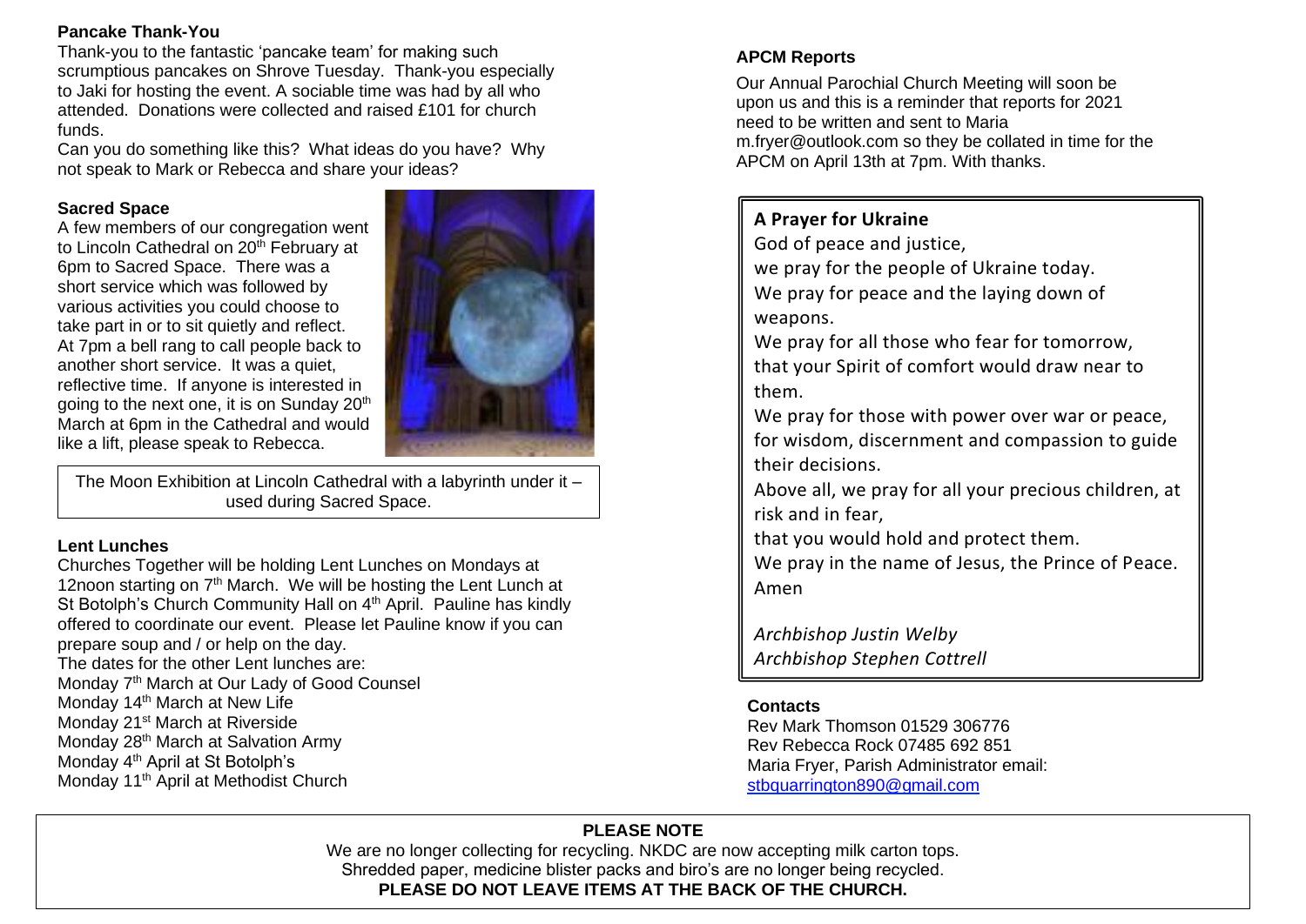**Pancake Thank-You**

Thank-you to the fantastic 'pancake team' for making such scrumptious pancakes on Shrove Tuesday. Thank-you especially to Jaki for hosting the event. A sociable time was had by all who attended. Donations were collected and raised £101 for church funds.

Can you do something like this? What ideas do you have? Why not speak to Mark or Rebecca and share your ideas?

**Sacred Space**

A few members of our congregation went to Lincoln Cathedral on 20th February at 6pm to Sacred Space. There was a short service which was followed by various activities you could choose to take part in or to sit quietly and reflect. At 7pm a bell rang to call people back to another short service. It was a quiet, reflective time. If anyone is interested in going to the next one, it is on Sunday 20th March at 6pm in the Cathedral and would like a lift, please speak to Rebecca.

The Moon Exhibition at Lincoln Cathedral with a labyrinth under it – used during Sacred Space.

**Lent Lunches**

Churches Together will be holding Lent Lunches on Mondays at 12noon starting on 7th March. We will be hosting the Lent Lunch at St Botolph's Church Community Hall on 4th April. Pauline has kindly offered to coordinate our event. Please let Pauline know if you can prepare soup and / or help on the day.

The dates for the other Lent lunches are:

Monday 7th March at Our Lady of Good Counsel
Monday 14th March at New Life
Monday 21st March at Riverside
Monday 28th March at Salvation Army
Monday 4th April at St Botolph's
Monday 11th April at Methodist Church

**APCM Reports**

Our Annual Parochial Church Meeting will soon be upon us and this is a reminder that reports for 2021 need to be written and sent to Maria m.fryer@outlook.com so they be collated in time for the APCM on April 13th at 7pm. With thanks.

**A Prayer for Ukraine**

God of peace and justice,
we pray for the people of Ukraine today.
We pray for peace and the laying down of weapons.
We pray for all those who fear for tomorrow,
that your Spirit of comfort would draw near to them.
We pray for those with power over war or peace,
for wisdom, discernment and compassion to guide their decisions.
Above all, we pray for all your precious children, at risk and in fear,
that you would hold and protect them.
We pray in the name of Jesus, the Prince of Peace.
Amen

*Archbishop Justin Welby*
*Archbishop Stephen Cottrell*

**Contacts**

Rev Mark Thomson 01529 306776
Rev Rebecca Rock 07485 692 851
Maria Fryer, Parish Administrator email: stbquarrington890@gmail.com

**PLEASE NOTE**

We are no longer collecting for recycling. NKDC are now accepting milk carton tops.
Shredded paper, medicine blister packs and biro's are no longer being recycled.

**PLEASE DO NOT LEAVE ITEMS AT THE BACK OF THE CHURCH.**